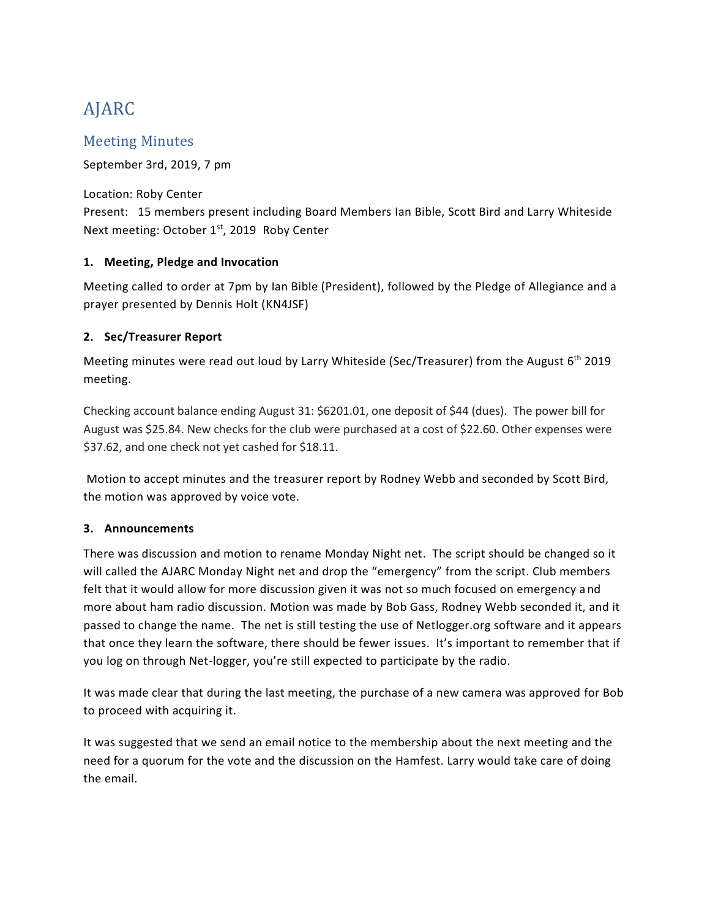# AJARC

## Meeting Minutes

September 3rd, 2019, 7 pm

Location: Roby Center
Present: 15 members present including Board Members Ian Bible, Scott Bird and Larry Whiteside
Next meeting: October 1st, 2019 Roby Center

### 1. Meeting, Pledge and Invocation

Meeting called to order at 7pm by Ian Bible (President), followed by the Pledge of Allegiance and a prayer presented by Dennis Holt (KN4JSF)

### 2. Sec/Treasurer Report

Meeting minutes were read out loud by Larry Whiteside (Sec/Treasurer) from the August 6th 2019 meeting.

Checking account balance ending August 31: $6201.01, one deposit of $44 (dues). The power bill for August was $25.84. New checks for the club were purchased at a cost of $22.60. Other expenses were $37.62, and one check not yet cashed for $18.11.

Motion to accept minutes and the treasurer report by Rodney Webb and seconded by Scott Bird, the motion was approved by voice vote.

### 3. Announcements

There was discussion and motion to rename Monday Night net. The script should be changed so it will called the AJARC Monday Night net and drop the "emergency" from the script. Club members felt that it would allow for more discussion given it was not so much focused on emergency and more about ham radio discussion. Motion was made by Bob Gass, Rodney Webb seconded it, and it passed to change the name. The net is still testing the use of Netlogger.org software and it appears that once they learn the software, there should be fewer issues. It's important to remember that if you log on through Net-logger, you're still expected to participate by the radio.

It was made clear that during the last meeting, the purchase of a new camera was approved for Bob to proceed with acquiring it.

It was suggested that we send an email notice to the membership about the next meeting and the need for a quorum for the vote and the discussion on the Hamfest. Larry would take care of doing the email.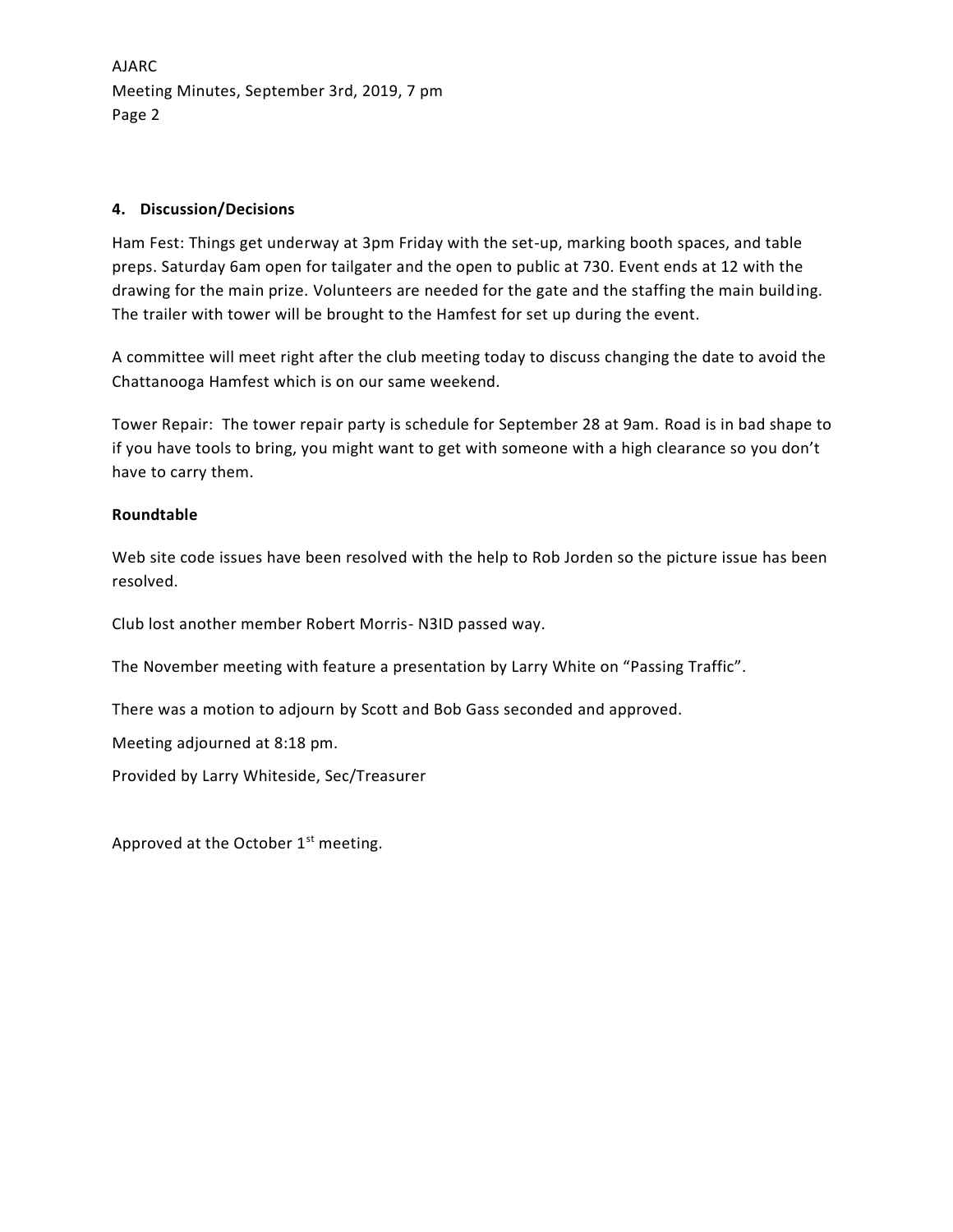**4. Discussion/Decisions**

Ham Fest: Things get underway at 3pm Friday with the set-up, marking booth spaces, and table preps. Saturday 6am open for tailgater and the open to public at 730. Event ends at 12 with the drawing for the main prize. Volunteers are needed for the gate and the staffing the main building. The trailer with tower will be brought to the Hamfest for set up during the event.

A committee will meet right after the club meeting today to discuss changing the date to avoid the Chattanooga Hamfest which is on our same weekend.

Tower Repair: The tower repair party is schedule for September 28 at 9am. Road is in bad shape to if you have tools to bring, you might want to get with someone with a high clearance so you don't have to carry them.

**Roundtable**

Web site code issues have been resolved with the help to Rob Jorden so the picture issue has been resolved.

Club lost another member Robert Morris- N3ID passed way.

The November meeting with feature a presentation by Larry White on "Passing Traffic".

There was a motion to adjourn by Scott and Bob Gass seconded and approved.

Meeting adjourned at 8:18 pm.

Provided by Larry Whiteside, Sec/Treasurer

Approved at the October 1st meeting.